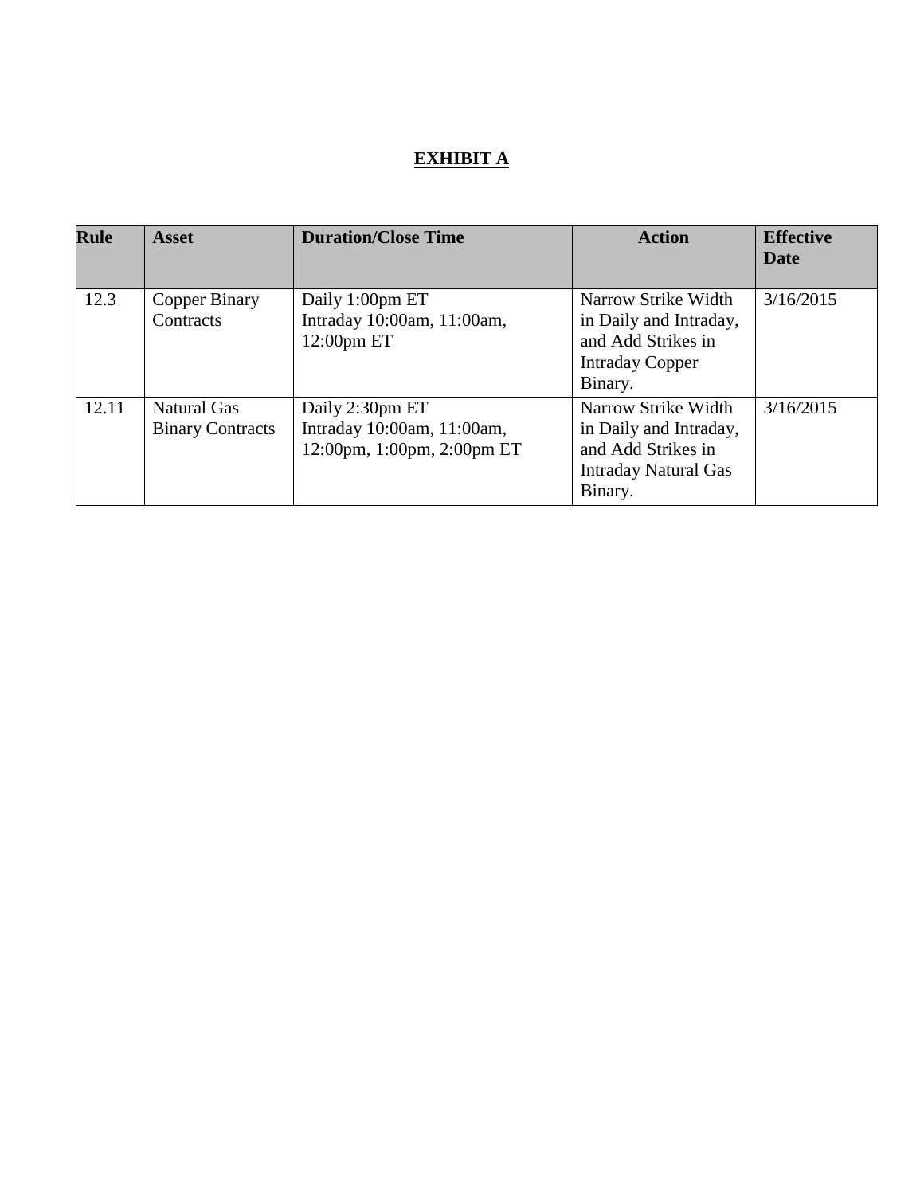# EXHIBIT A

| Rule | Asset | Duration/Close Time | Action | Effective Date |
|---|---|---|---|---|
| 12.3 | Copper Binary Contracts | Daily 1:00pm ET<br>Intraday 10:00am, 11:00am, 12:00pm ET | Narrow Strike Width in Daily and Intraday, and Add Strikes in Intraday Copper Binary. | 3/16/2015 |
| 12.11 | Natural Gas Binary Contracts | Daily 2:30pm ET<br>Intraday 10:00am, 11:00am, 12:00pm, 1:00pm, 2:00pm ET | Narrow Strike Width in Daily and Intraday, and Add Strikes in Intraday Natural Gas Binary. | 3/16/2015 |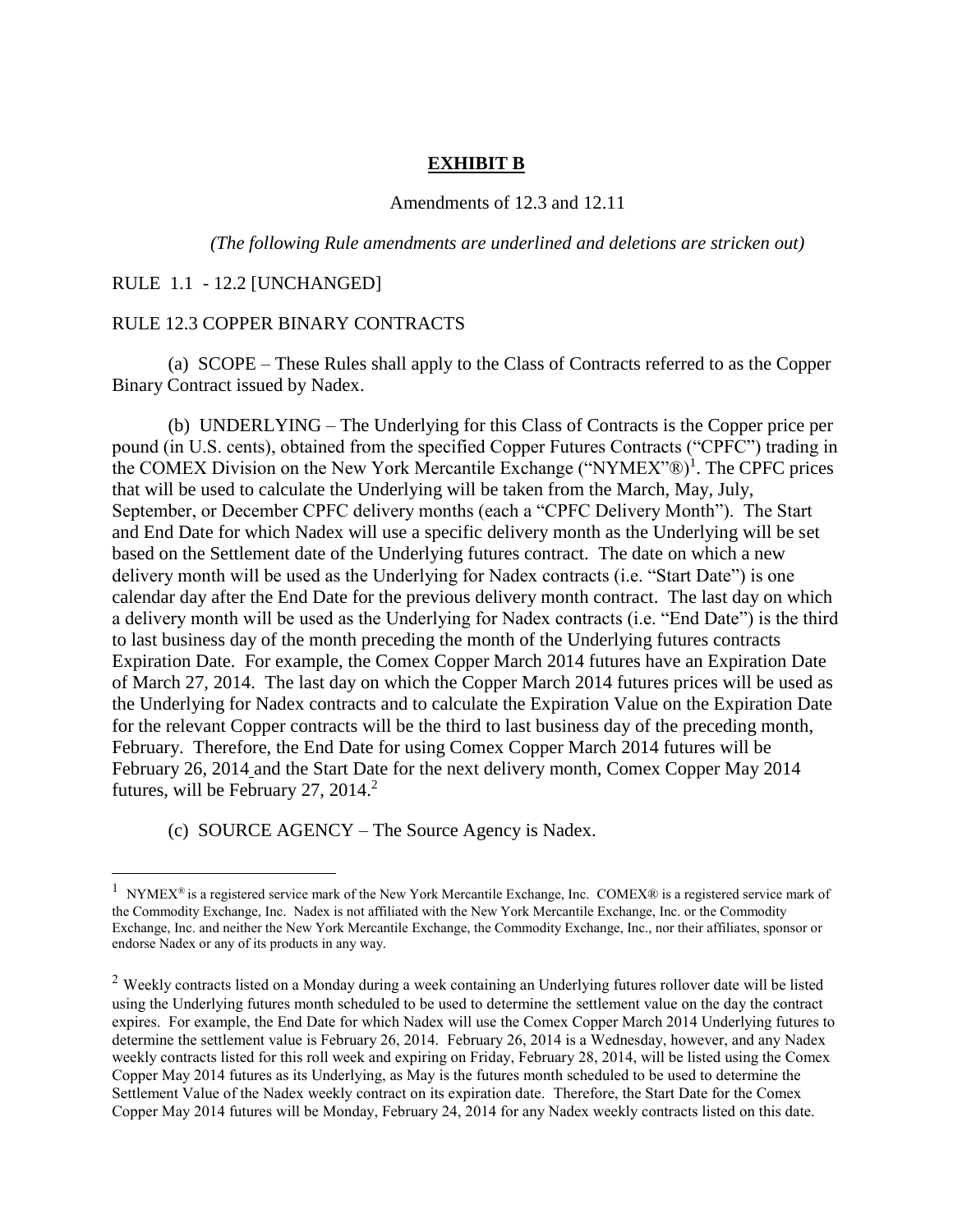## **EXHIBIT B**

Amendments of 12.3 and 12.11

*(The following Rule amendments are underlined and deletions are stricken out)*

RULE 1.1 - 12.2 [UNCHANGED]

RULE 12.3 COPPER BINARY CONTRACTS

(a) SCOPE – These Rules shall apply to the Class of Contracts referred to as the Copper Binary Contract issued by Nadex.

(b) UNDERLYING – The Underlying for this Class of Contracts is the Copper price per pound (in U.S. cents), obtained from the specified Copper Futures Contracts ("CPFC") trading in the COMEX Division on the New York Mercantile Exchange ("NYMEX"®)[1]. The CPFC prices that will be used to calculate the Underlying will be taken from the March, May, July, September, or December CPFC delivery months (each a "CPFC Delivery Month"). The Start and End Date for which Nadex will use a specific delivery month as the Underlying will be set based on the Settlement date of the Underlying futures contract. The date on which a new delivery month will be used as the Underlying for Nadex contracts (i.e. "Start Date") is one calendar day after the End Date for the previous delivery month contract. The last day on which a delivery month will be used as the Underlying for Nadex contracts (i.e. "End Date") is the third to last business day of the month preceding the month of the Underlying futures contracts Expiration Date. For example, the Comex Copper March 2014 futures have an Expiration Date of March 27, 2014. The last day on which the Copper March 2014 futures prices will be used as the Underlying for Nadex contracts and to calculate the Expiration Value on the Expiration Date for the relevant Copper contracts will be the third to last business day of the preceding month, February. Therefore, the End Date for using Comex Copper March 2014 futures will be February 26, 2014 and the Start Date for the next delivery month, Comex Copper May 2014 futures, will be February 27, 2014.[2]

(c) SOURCE AGENCY – The Source Agency is Nadex.

---

[1] NYMEX® is a registered service mark of the New York Mercantile Exchange, Inc. COMEX® is a registered service mark of the Commodity Exchange, Inc. Nadex is not affiliated with the New York Mercantile Exchange, Inc. or the Commodity Exchange, Inc. and neither the New York Mercantile Exchange, the Commodity Exchange, Inc., nor their affiliates, sponsor or endorse Nadex or any of its products in any way.

[2] Weekly contracts listed on a Monday during a week containing an Underlying futures rollover date will be listed using the Underlying futures month scheduled to be used to determine the settlement value on the day the contract expires. For example, the End Date for which Nadex will use the Comex Copper March 2014 Underlying futures to determine the settlement value is February 26, 2014. February 26, 2014 is a Wednesday, however, and any Nadex weekly contracts listed for this roll week and expiring on Friday, February 28, 2014, will be listed using the Comex Copper May 2014 futures as its Underlying, as May is the futures month scheduled to be used to determine the Settlement Value of the Nadex weekly contract on its expiration date. Therefore, the Start Date for the Comex Copper May 2014 futures will be Monday, February 24, 2014 for any Nadex weekly contracts listed on this date.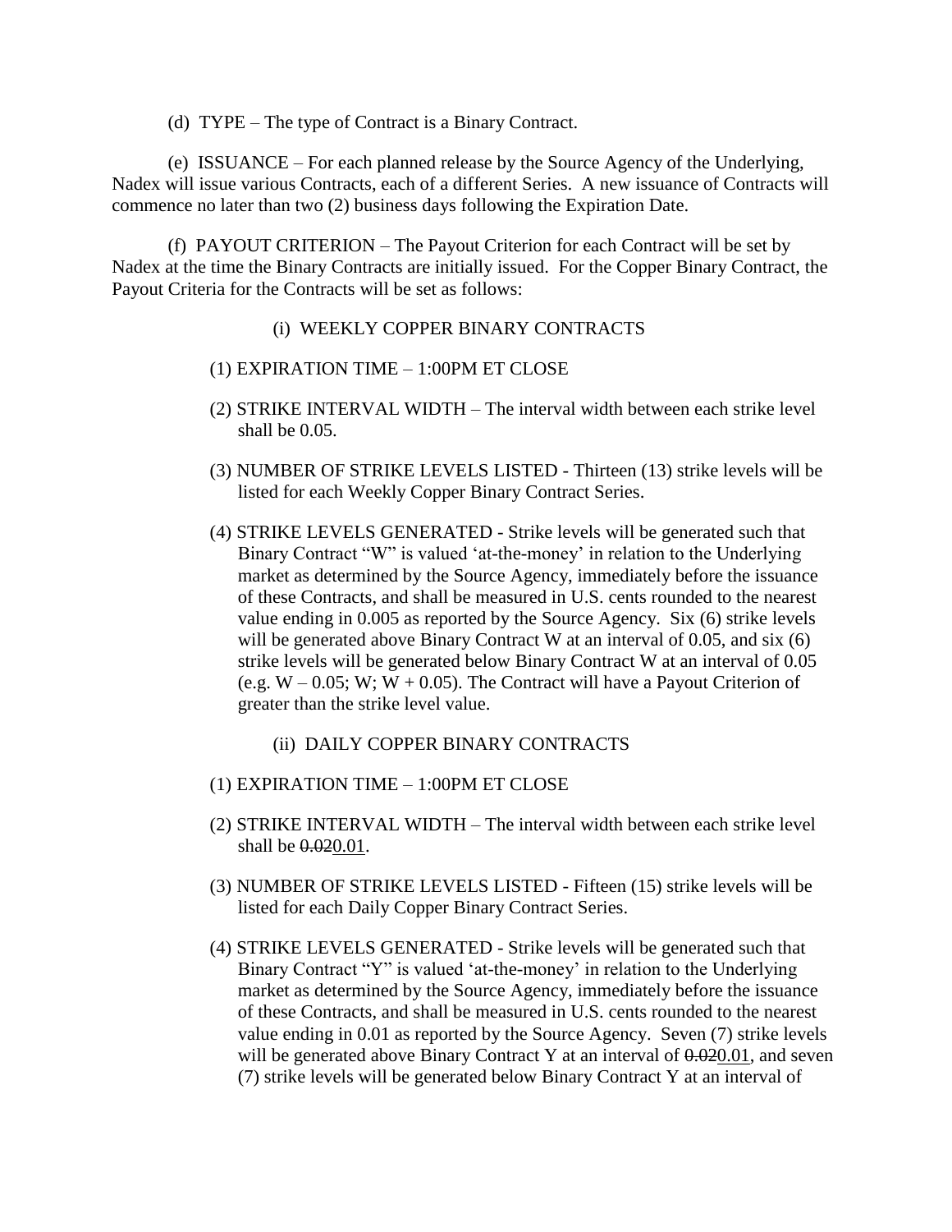(d) TYPE – The type of Contract is a Binary Contract.

(e) ISSUANCE – For each planned release by the Source Agency of the Underlying, Nadex will issue various Contracts, each of a different Series. A new issuance of Contracts will commence no later than two (2) business days following the Expiration Date.

(f) PAYOUT CRITERION – The Payout Criterion for each Contract will be set by Nadex at the time the Binary Contracts are initially issued. For the Copper Binary Contract, the Payout Criteria for the Contracts will be set as follows:

(i) WEEKLY COPPER BINARY CONTRACTS

(1) EXPIRATION TIME – 1:00PM ET CLOSE

(2) STRIKE INTERVAL WIDTH – The interval width between each strike level shall be 0.05.

(3) NUMBER OF STRIKE LEVELS LISTED - Thirteen (13) strike levels will be listed for each Weekly Copper Binary Contract Series.

(4) STRIKE LEVELS GENERATED - Strike levels will be generated such that Binary Contract "W" is valued 'at-the-money' in relation to the Underlying market as determined by the Source Agency, immediately before the issuance of these Contracts, and shall be measured in U.S. cents rounded to the nearest value ending in 0.005 as reported by the Source Agency. Six (6) strike levels will be generated above Binary Contract W at an interval of 0.05, and six (6) strike levels will be generated below Binary Contract W at an interval of 0.05 (e.g. W – 0.05; W; W + 0.05). The Contract will have a Payout Criterion of greater than the strike level value.

(ii) DAILY COPPER BINARY CONTRACTS

(1) EXPIRATION TIME – 1:00PM ET CLOSE

(2) STRIKE INTERVAL WIDTH – The interval width between each strike level shall be ~~0.02~~0.01.

(3) NUMBER OF STRIKE LEVELS LISTED - Fifteen (15) strike levels will be listed for each Daily Copper Binary Contract Series.

(4) STRIKE LEVELS GENERATED - Strike levels will be generated such that Binary Contract "Y" is valued 'at-the-money' in relation to the Underlying market as determined by the Source Agency, immediately before the issuance of these Contracts, and shall be measured in U.S. cents rounded to the nearest value ending in 0.01 as reported by the Source Agency. Seven (7) strike levels will be generated above Binary Contract Y at an interval of ~~0.02~~0.01, and seven (7) strike levels will be generated below Binary Contract Y at an interval of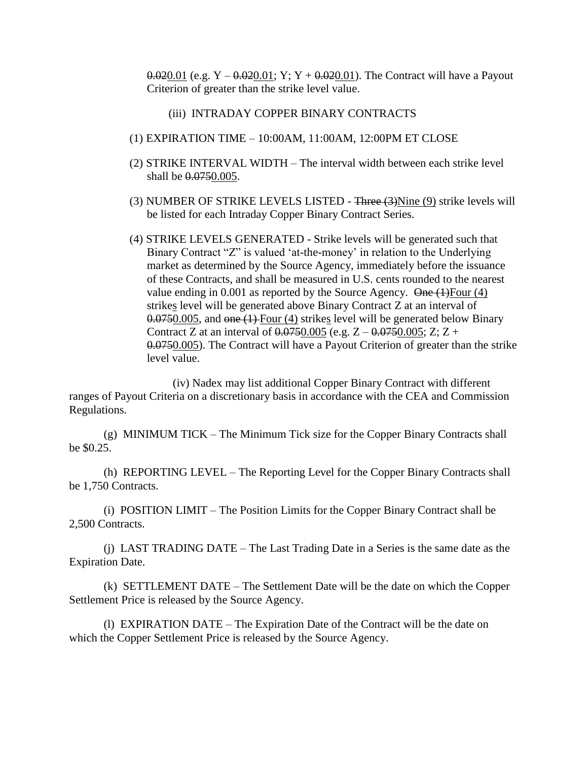~~0.02~~0.01 (e.g. Y – ~~0.02~~0.01; Y; Y + ~~0.02~~0.01). The Contract will have a Payout Criterion of greater than the strike level value.

(iii) INTRADAY COPPER BINARY CONTRACTS

(1) EXPIRATION TIME – 10:00AM, 11:00AM, 12:00PM ET CLOSE

(2) STRIKE INTERVAL WIDTH – The interval width between each strike level shall be ~~0.075~~0.005.

(3) NUMBER OF STRIKE LEVELS LISTED - ~~Three (3)~~Nine (9) strike levels will be listed for each Intraday Copper Binary Contract Series.

(4) STRIKE LEVELS GENERATED - Strike levels will be generated such that Binary Contract "Z" is valued 'at-the-money' in relation to the Underlying market as determined by the Source Agency, immediately before the issuance of these Contracts, and shall be measured in U.S. cents rounded to the nearest value ending in 0.001 as reported by the Source Agency. ~~One (1)~~Four (4) strikes level will be generated above Binary Contract Z at an interval of ~~0.075~~0.005, and ~~one (1)~~ Four (4) strikes level will be generated below Binary Contract Z at an interval of ~~0.075~~0.005 (e.g. Z – ~~0.075~~0.005; Z; Z + ~~0.075~~0.005). The Contract will have a Payout Criterion of greater than the strike level value.

(iv) Nadex may list additional Copper Binary Contract with different ranges of Payout Criteria on a discretionary basis in accordance with the CEA and Commission Regulations.

(g) MINIMUM TICK – The Minimum Tick size for the Copper Binary Contracts shall be $0.25.

(h) REPORTING LEVEL – The Reporting Level for the Copper Binary Contracts shall be 1,750 Contracts.

(i) POSITION LIMIT – The Position Limits for the Copper Binary Contract shall be 2,500 Contracts.

(j) LAST TRADING DATE – The Last Trading Date in a Series is the same date as the Expiration Date.

(k) SETTLEMENT DATE – The Settlement Date will be the date on which the Copper Settlement Price is released by the Source Agency.

(l) EXPIRATION DATE – The Expiration Date of the Contract will be the date on which the Copper Settlement Price is released by the Source Agency.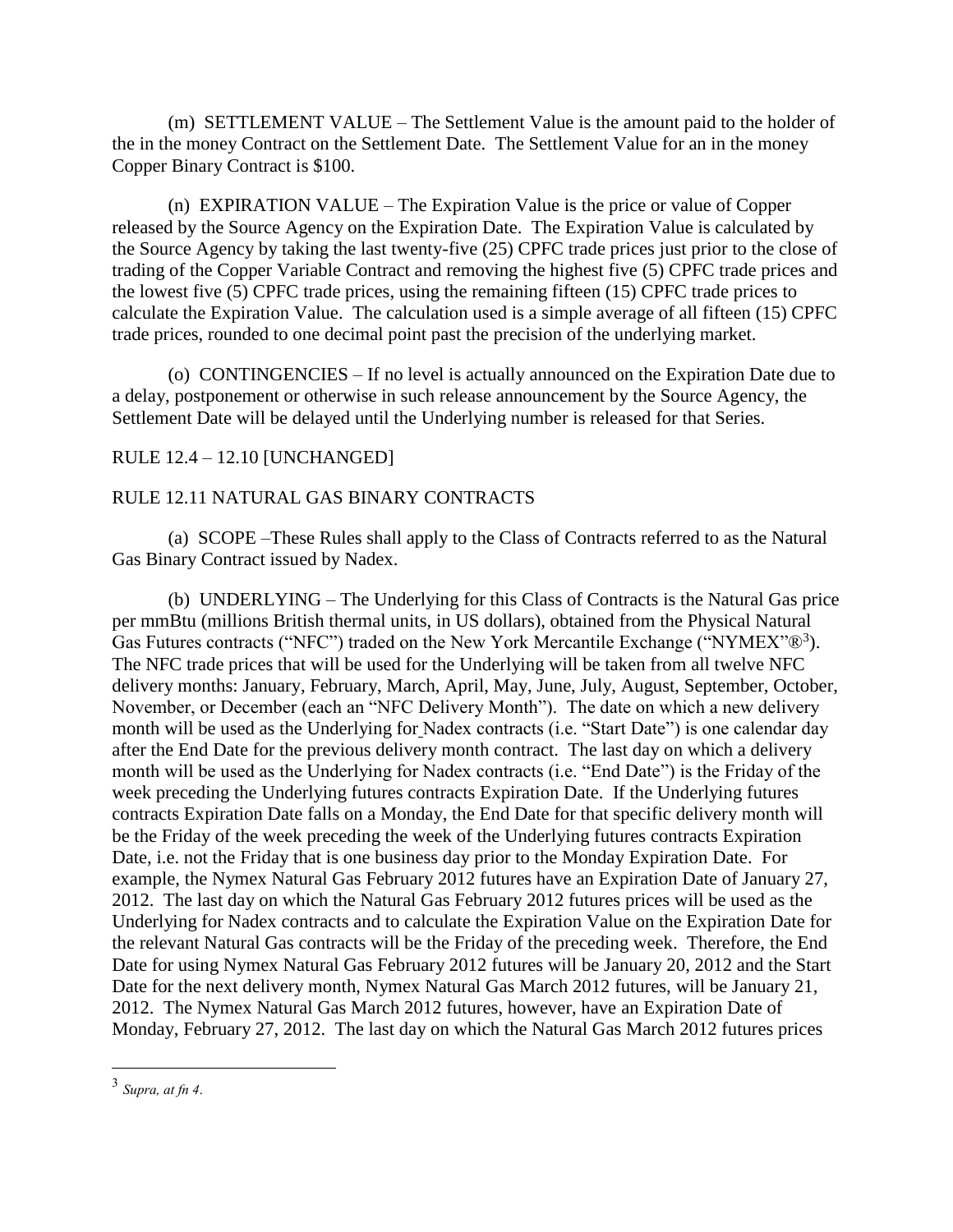(m) SETTLEMENT VALUE – The Settlement Value is the amount paid to the holder of the in the money Contract on the Settlement Date. The Settlement Value for an in the money Copper Binary Contract is $100.

(n) EXPIRATION VALUE – The Expiration Value is the price or value of Copper released by the Source Agency on the Expiration Date. The Expiration Value is calculated by the Source Agency by taking the last twenty-five (25) CPFC trade prices just prior to the close of trading of the Copper Variable Contract and removing the highest five (5) CPFC trade prices and the lowest five (5) CPFC trade prices, using the remaining fifteen (15) CPFC trade prices to calculate the Expiration Value. The calculation used is a simple average of all fifteen (15) CPFC trade prices, rounded to one decimal point past the precision of the underlying market.

(o) CONTINGENCIES – If no level is actually announced on the Expiration Date due to a delay, postponement or otherwise in such release announcement by the Source Agency, the Settlement Date will be delayed until the Underlying number is released for that Series.

RULE 12.4 – 12.10 [UNCHANGED]

RULE 12.11 NATURAL GAS BINARY CONTRACTS

(a) SCOPE –These Rules shall apply to the Class of Contracts referred to as the Natural Gas Binary Contract issued by Nadex.

(b) UNDERLYING – The Underlying for this Class of Contracts is the Natural Gas price per mmBtu (millions British thermal units, in US dollars), obtained from the Physical Natural Gas Futures contracts ("NFC") traded on the New York Mercantile Exchange ("NYMEX"®[3]). The NFC trade prices that will be used for the Underlying will be taken from all twelve NFC delivery months: January, February, March, April, May, June, July, August, September, October, November, or December (each an "NFC Delivery Month"). The date on which a new delivery month will be used as the Underlying for Nadex contracts (i.e. "Start Date") is one calendar day after the End Date for the previous delivery month contract. The last day on which a delivery month will be used as the Underlying for Nadex contracts (i.e. "End Date") is the Friday of the week preceding the Underlying futures contracts Expiration Date. If the Underlying futures contracts Expiration Date falls on a Monday, the End Date for that specific delivery month will be the Friday of the week preceding the week of the Underlying futures contracts Expiration Date, i.e. not the Friday that is one business day prior to the Monday Expiration Date. For example, the Nymex Natural Gas February 2012 futures have an Expiration Date of January 27, 2012. The last day on which the Natural Gas February 2012 futures prices will be used as the Underlying for Nadex contracts and to calculate the Expiration Value on the Expiration Date for the relevant Natural Gas contracts will be the Friday of the preceding week. Therefore, the End Date for using Nymex Natural Gas February 2012 futures will be January 20, 2012 and the Start Date for the next delivery month, Nymex Natural Gas March 2012 futures, will be January 21, 2012. The Nymex Natural Gas March 2012 futures, however, have an Expiration Date of Monday, February 27, 2012. The last day on which the Natural Gas March 2012 futures prices

---

[3] *Supra, at fn 4.*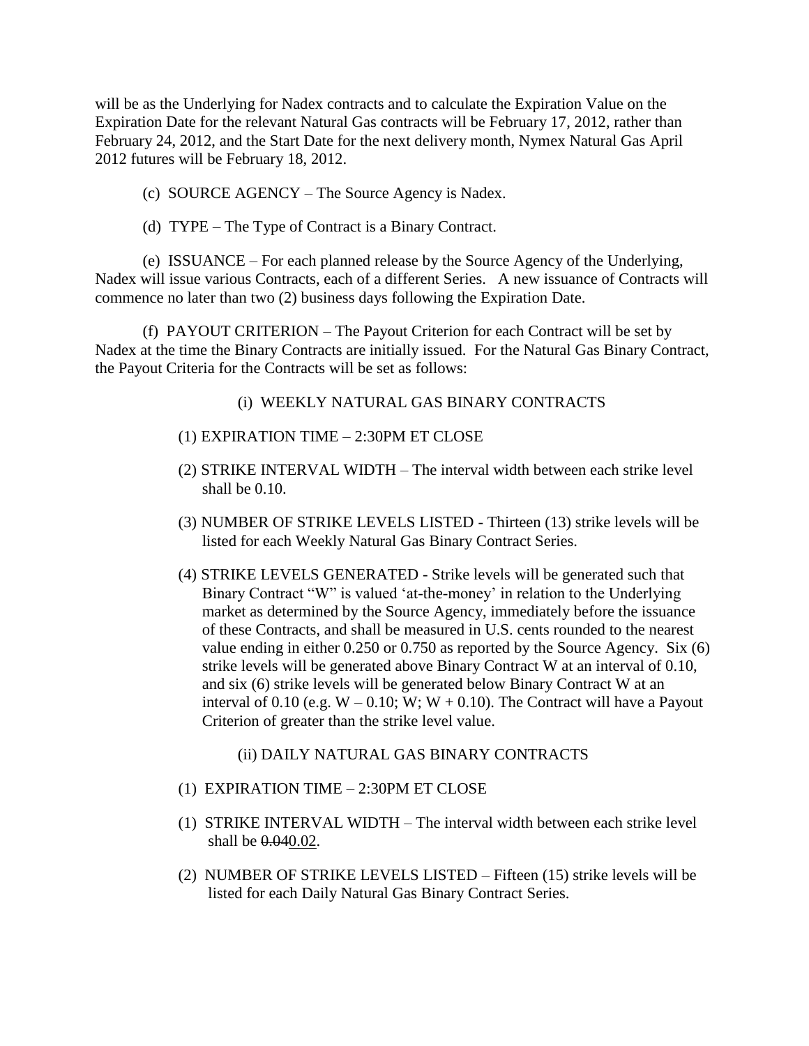will be as the Underlying for Nadex contracts and to calculate the Expiration Value on the Expiration Date for the relevant Natural Gas contracts will be February 17, 2012, rather than February 24, 2012, and the Start Date for the next delivery month, Nymex Natural Gas April 2012 futures will be February 18, 2012.

(c) SOURCE AGENCY – The Source Agency is Nadex.

(d) TYPE – The Type of Contract is a Binary Contract.

(e) ISSUANCE – For each planned release by the Source Agency of the Underlying, Nadex will issue various Contracts, each of a different Series. A new issuance of Contracts will commence no later than two (2) business days following the Expiration Date.

(f) PAYOUT CRITERION – The Payout Criterion for each Contract will be set by Nadex at the time the Binary Contracts are initially issued. For the Natural Gas Binary Contract, the Payout Criteria for the Contracts will be set as follows:

(i) WEEKLY NATURAL GAS BINARY CONTRACTS

(1) EXPIRATION TIME – 2:30PM ET CLOSE

(2) STRIKE INTERVAL WIDTH – The interval width between each strike level shall be 0.10.

(3) NUMBER OF STRIKE LEVELS LISTED - Thirteen (13) strike levels will be listed for each Weekly Natural Gas Binary Contract Series.

(4) STRIKE LEVELS GENERATED - Strike levels will be generated such that Binary Contract "W" is valued 'at-the-money' in relation to the Underlying market as determined by the Source Agency, immediately before the issuance of these Contracts, and shall be measured in U.S. cents rounded to the nearest value ending in either 0.250 or 0.750 as reported by the Source Agency. Six (6) strike levels will be generated above Binary Contract W at an interval of 0.10, and six (6) strike levels will be generated below Binary Contract W at an interval of 0.10 (e.g. W – 0.10; W; W + 0.10). The Contract will have a Payout Criterion of greater than the strike level value.

(ii) DAILY NATURAL GAS BINARY CONTRACTS

(1) EXPIRATION TIME – 2:30PM ET CLOSE

(1) STRIKE INTERVAL WIDTH – The interval width between each strike level shall be ~~0.04~~0.02.

(2) NUMBER OF STRIKE LEVELS LISTED – Fifteen (15) strike levels will be listed for each Daily Natural Gas Binary Contract Series.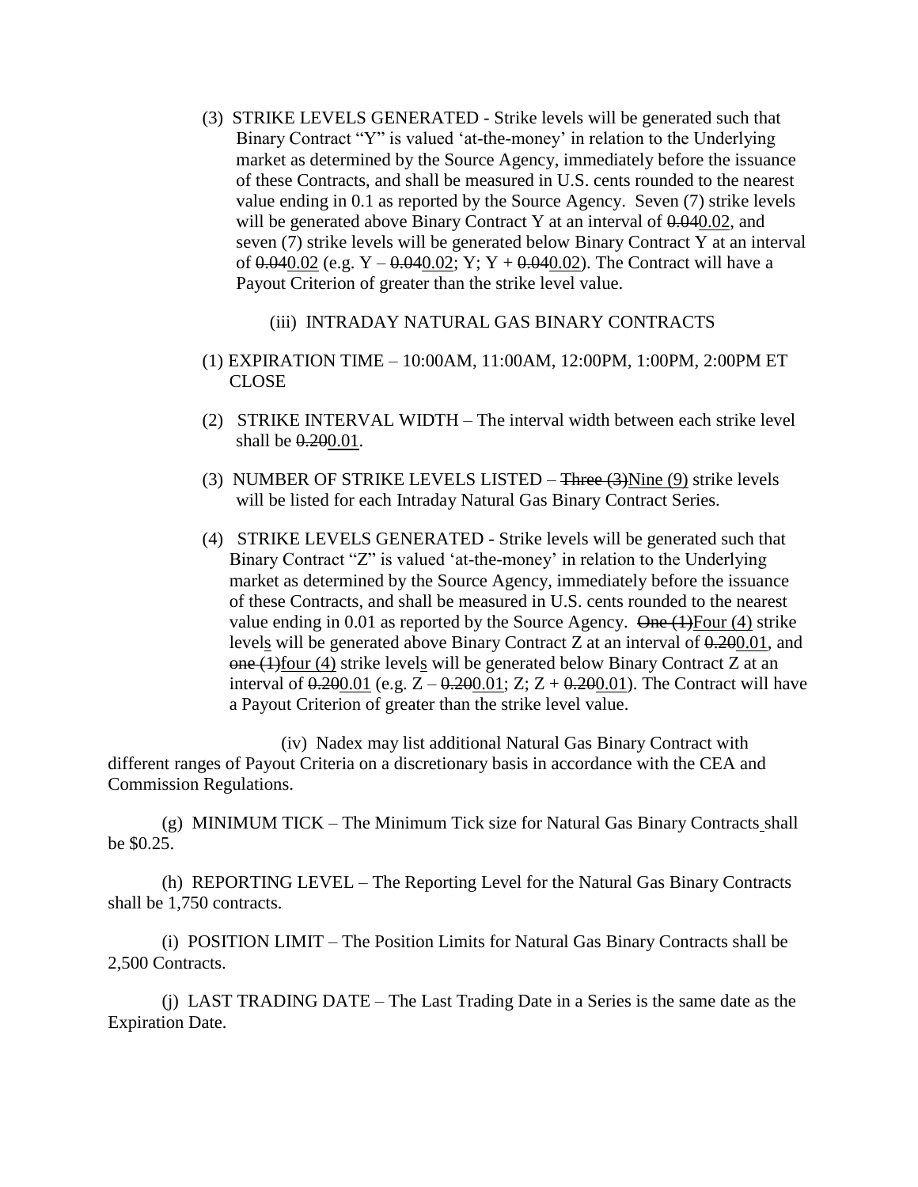(3) STRIKE LEVELS GENERATED - Strike levels will be generated such that Binary Contract "Y" is valued 'at-the-money' in relation to the Underlying market as determined by the Source Agency, immediately before the issuance of these Contracts, and shall be measured in U.S. cents rounded to the nearest value ending in 0.1 as reported by the Source Agency. Seven (7) strike levels will be generated above Binary Contract Y at an interval of ~~0.04~~0.02, and seven (7) strike levels will be generated below Binary Contract Y at an interval of ~~0.04~~0.02 (e.g. Y – ~~0.04~~0.02; Y; Y + ~~0.04~~0.02). The Contract will have a Payout Criterion of greater than the strike level value.

(iii) INTRADAY NATURAL GAS BINARY CONTRACTS

(1) EXPIRATION TIME – 10:00AM, 11:00AM, 12:00PM, 1:00PM, 2:00PM ET CLOSE

(2) STRIKE INTERVAL WIDTH – The interval width between each strike level shall be ~~0.20~~0.01.

(3) NUMBER OF STRIKE LEVELS LISTED – ~~Three (3)~~Nine (9) strike levels will be listed for each Intraday Natural Gas Binary Contract Series.

(4) STRIKE LEVELS GENERATED - Strike levels will be generated such that Binary Contract "Z" is valued 'at-the-money' in relation to the Underlying market as determined by the Source Agency, immediately before the issuance of these Contracts, and shall be measured in U.S. cents rounded to the nearest value ending in 0.01 as reported by the Source Agency. ~~One (1)~~Four (4) strike levels will be generated above Binary Contract Z at an interval of ~~0.20~~0.01, and ~~one (1)~~four (4) strike levels will be generated below Binary Contract Z at an interval of ~~0.20~~0.01 (e.g. Z – ~~0.20~~0.01; Z; Z + ~~0.20~~0.01). The Contract will have a Payout Criterion of greater than the strike level value.

(iv) Nadex may list additional Natural Gas Binary Contract with different ranges of Payout Criteria on a discretionary basis in accordance with the CEA and Commission Regulations.

(g) MINIMUM TICK – The Minimum Tick size for Natural Gas Binary Contracts shall be $0.25.

(h) REPORTING LEVEL – The Reporting Level for the Natural Gas Binary Contracts shall be 1,750 contracts.

(i) POSITION LIMIT – The Position Limits for Natural Gas Binary Contracts shall be 2,500 Contracts.

(j) LAST TRADING DATE – The Last Trading Date in a Series is the same date as the Expiration Date.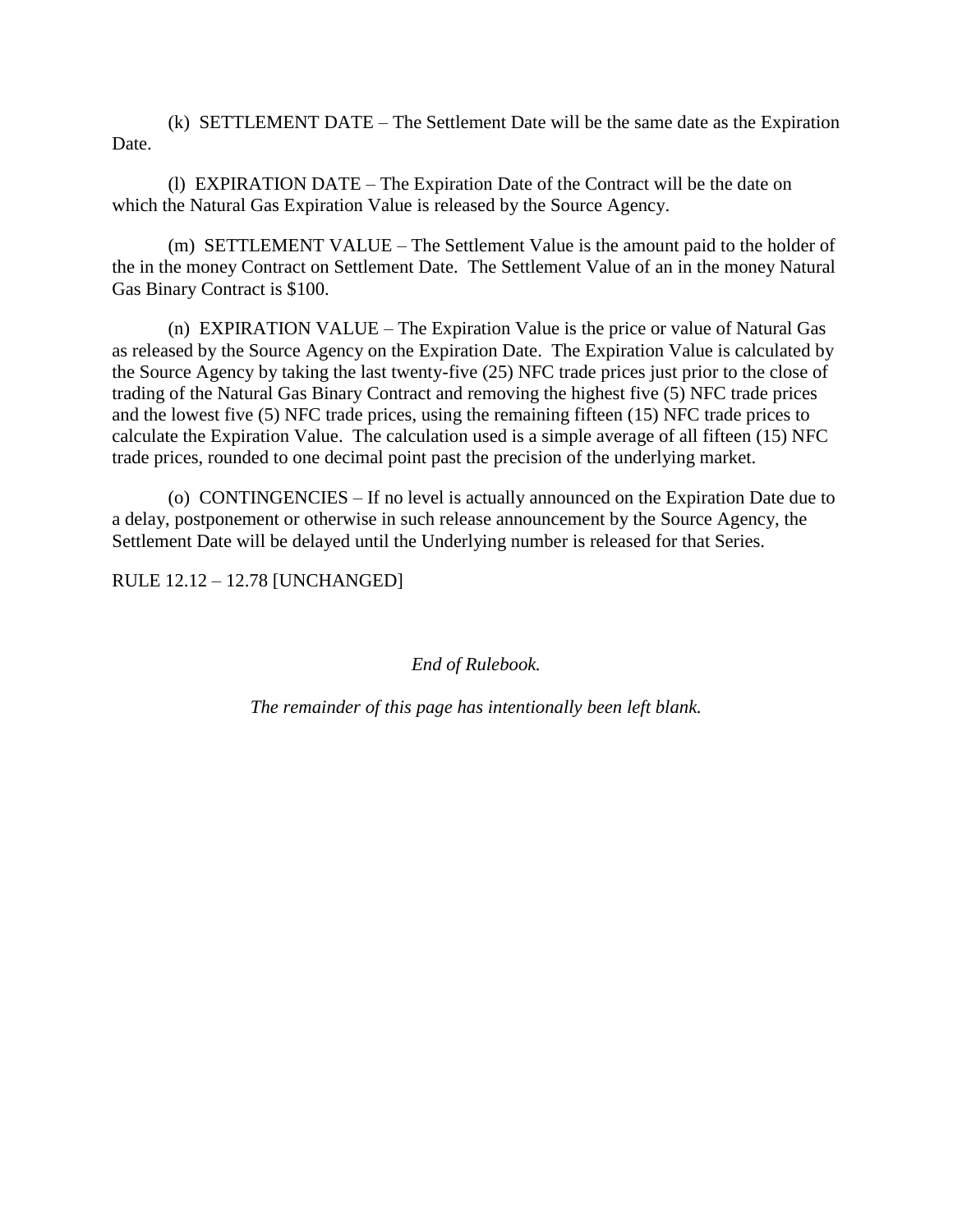(k) SETTLEMENT DATE – The Settlement Date will be the same date as the Expiration Date.

(l) EXPIRATION DATE – The Expiration Date of the Contract will be the date on which the Natural Gas Expiration Value is released by the Source Agency.

(m) SETTLEMENT VALUE – The Settlement Value is the amount paid to the holder of the in the money Contract on Settlement Date. The Settlement Value of an in the money Natural Gas Binary Contract is $100.

(n) EXPIRATION VALUE – The Expiration Value is the price or value of Natural Gas as released by the Source Agency on the Expiration Date. The Expiration Value is calculated by the Source Agency by taking the last twenty-five (25) NFC trade prices just prior to the close of trading of the Natural Gas Binary Contract and removing the highest five (5) NFC trade prices and the lowest five (5) NFC trade prices, using the remaining fifteen (15) NFC trade prices to calculate the Expiration Value. The calculation used is a simple average of all fifteen (15) NFC trade prices, rounded to one decimal point past the precision of the underlying market.

(o) CONTINGENCIES – If no level is actually announced on the Expiration Date due to a delay, postponement or otherwise in such release announcement by the Source Agency, the Settlement Date will be delayed until the Underlying number is released for that Series.

RULE 12.12 – 12.78 [UNCHANGED]

*End of Rulebook.*

*The remainder of this page has intentionally been left blank.*